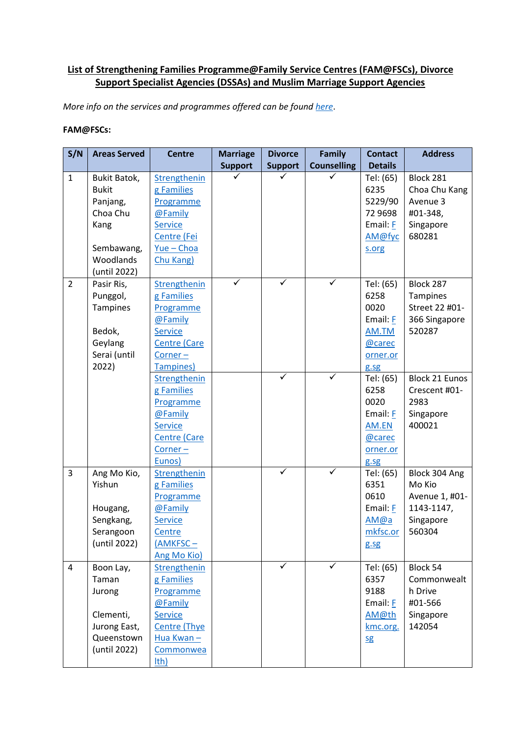**List of Strengthening Families Programme@Family Service Centres (FAM@FSCs), Divorce Support Specialist Agencies (DSSAs) and Muslim Marriage Support Agencies**

*More info on the services and programmes offered can be found here.*

**FAM@FSCs:**

| S/N | Areas Served | Centre | Marriage Support | Divorce Support | Family Counselling | Contact Details | Address |
|---|---|---|---|---|---|---|---|
| 1 | Bukit Batok, Bukit Panjang, Choa Chu Kang<br><br>Sembawang, Woodlands (until 2022) | Strengthening Families Programme @Family Service Centre (Fei Yue – Choa Chu Kang) | ✓ | ✓ | ✓ | Tel: (65) 6235 5229/90 72 9698<br>Email: FAM@fycs.org | Block 281 Choa Chu Kang Avenue 3 #01-348, Singapore 680281 |
| 2 | Pasir Ris, Punggol, Tampines<br><br>Bedok, Geylang Serai (until 2022) | Strengthening Families Programme @Family Service Centre (Care Corner – Tampines) | ✓ | ✓ | ✓ | Tel: (65) 6258 0020<br>Email: FAM.TM@carecorner.org.sg | Block 287 Tampines Street 22 #01-366 Singapore 520287 |
| | | Strengthening Families Programme @Family Service Centre (Care Corner – Eunos) | | ✓ | ✓ | Tel: (65) 6258 0020<br>Email: FAM.EN@carecorner.org.sg | Block 21 Eunos Crescent #01-2983 Singapore 400021 |
| 3 | Ang Mo Kio, Yishun<br><br>Hougang, Sengkang, Serangoon (until 2022) | Strengthening Families Programme @Family Service Centre (AMKFSC – Ang Mo Kio) | | ✓ | ✓ | Tel: (65) 6351 0610<br>Email: FAM@amkfsc.org.sg | Block 304 Ang Mo Kio Avenue 1, #01-1143-1147, Singapore 560304 |
| 4 | Boon Lay, Taman Jurong<br><br>Clementi, Jurong East, Queenstown (until 2022) | Strengthening Families Programme @Family Service Centre (Thye Hua Kwan – Commonwealth) | | ✓ | ✓ | Tel: (65) 6357 9188<br>Email: FAM@thkmc.org.sg | Block 54 Commonwealth Drive #01-566 Singapore 142054 |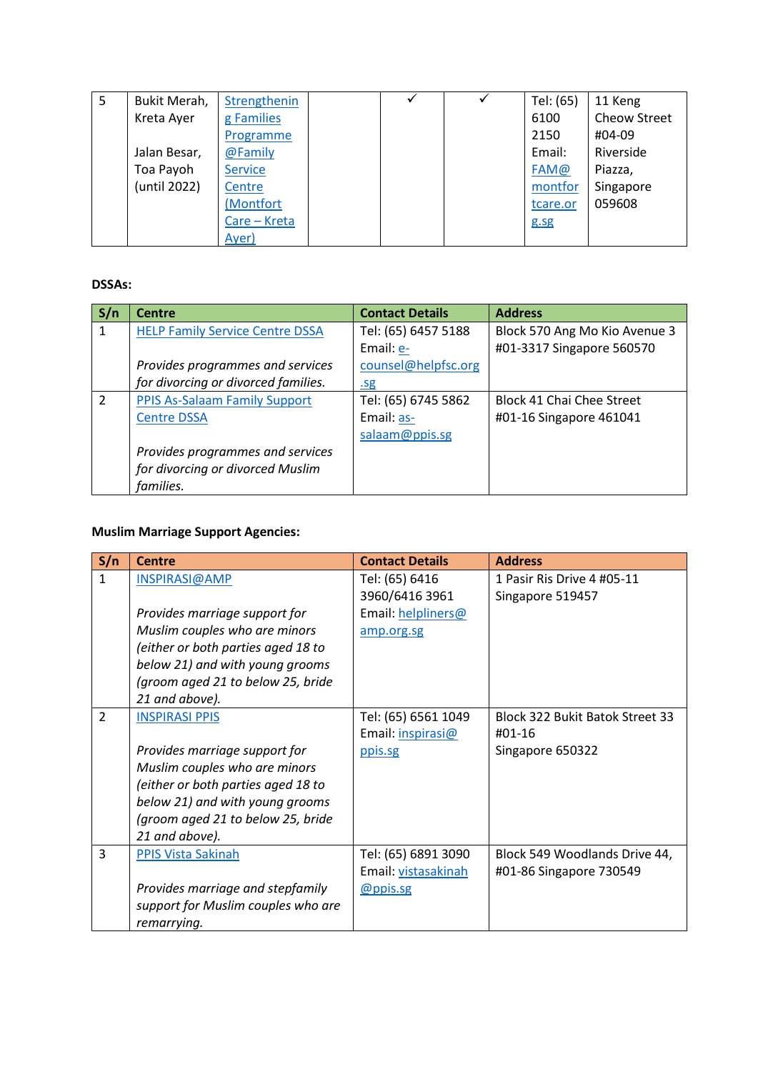| | | | | | | | |
|---|---|---|---|---|---|---|---|
| 5 | Bukit Merah, Kreta Ayer<br><br>Jalan Besar, Toa Payoh (until 2022) | Strengthening Families Programme @Family Service Centre (Montfort Care – Kreta Ayer) | | ✓ | ✓ | Tel: (65) 6100 2150<br>Email: FAM@montfortcare.org.sg | 11 Keng Cheow Street #04-09 Riverside Piazza, Singapore 059608 |

**DSSAs:**

| S/n | Centre | Contact Details | Address |
|---|---|---|---|
| 1 | HELP Family Service Centre DSSA<br><br>*Provides programmes and services for divorcing or divorced families.* | Tel: (65) 6457 5188<br>Email: e-counsel@helpfsc.org.sg | Block 570 Ang Mo Kio Avenue 3 #01-3317 Singapore 560570 |
| 2 | PPIS As-Salaam Family Support Centre DSSA<br><br>*Provides programmes and services for divorcing or divorced Muslim families.* | Tel: (65) 6745 5862<br>Email: as-salaam@ppis.sg | Block 41 Chai Chee Street #01-16 Singapore 461041 |

**Muslim Marriage Support Agencies:**

| S/n | Centre | Contact Details | Address |
|---|---|---|---|
| 1 | INSPIRASI@AMP<br><br>*Provides marriage support for Muslim couples who are minors (either or both parties aged 18 to below 21) and with young grooms (groom aged 21 to below 25, bride 21 and above).* | Tel: (65) 6416 3960/6416 3961<br>Email: helpliners@amp.org.sg | 1 Pasir Ris Drive 4 #05-11 Singapore 519457 |
| 2 | INSPIRASI PPIS<br><br>*Provides marriage support for Muslim couples who are minors (either or both parties aged 18 to below 21) and with young grooms (groom aged 21 to below 25, bride 21 and above).* | Tel: (65) 6561 1049<br>Email: inspirasi@ppis.sg | Block 322 Bukit Batok Street 33 #01-16<br>Singapore 650322 |
| 3 | PPIS Vista Sakinah<br><br>*Provides marriage and stepfamily support for Muslim couples who are remarrying.* | Tel: (65) 6891 3090<br>Email: vistasakinah@ppis.sg | Block 549 Woodlands Drive 44, #01-86 Singapore 730549 |